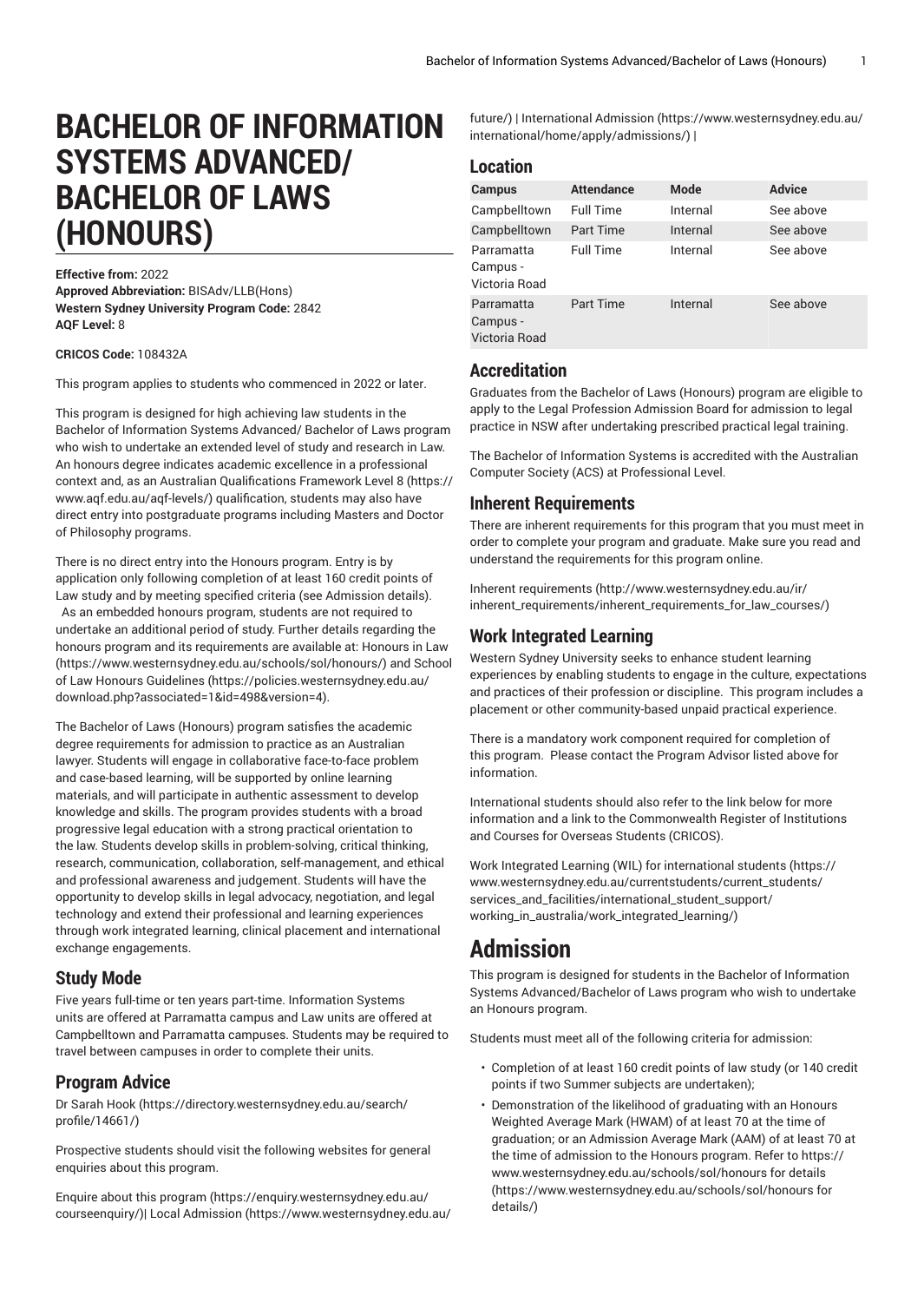# BACHELOR OF INFORMATION SYSTEMS ADVANCED/ BACHELOR OF LAWS (HONOURS)

**Effective from:** 2022
**Approved Abbreviation:** BISAdv/LLB(Hons)
**Western Sydney University Program Code:** 2842
**AQF Level:** 8

**CRICOS Code:** 108432A

This program applies to students who commenced in 2022 or later.

This program is designed for high achieving law students in the Bachelor of Information Systems Advanced/ Bachelor of Laws program who wish to undertake an extended level of study and research in Law. An honours degree indicates academic excellence in a professional context and, as an Australian Qualifications Framework Level 8 (https://www.aqf.edu.au/aqf-levels/) qualification, students may also have direct entry into postgraduate programs including Masters and Doctor of Philosophy programs.

There is no direct entry into the Honours program. Entry is by application only following completion of at least 160 credit points of Law study and by meeting specified criteria (see Admission details). As an embedded honours program, students are not required to undertake an additional period of study. Further details regarding the honours program and its requirements are available at: Honours in Law (https://www.westernsydney.edu.au/schools/sol/honours/) and School of Law Honours Guidelines (https://policies.westernsydney.edu.au/download.php?associated=1&id=498&version=4).

The Bachelor of Laws (Honours) program satisfies the academic degree requirements for admission to practice as an Australian lawyer. Students will engage in collaborative face-to-face problem and case-based learning, will be supported by online learning materials, and will participate in authentic assessment to develop knowledge and skills. The program provides students with a broad progressive legal education with a strong practical orientation to the law. Students develop skills in problem-solving, critical thinking, research, communication, collaboration, self-management, and ethical and professional awareness and judgement. Students will have the opportunity to develop skills in legal advocacy, negotiation, and legal technology and extend their professional and learning experiences through work integrated learning, clinical placement and international exchange engagements.

## Study Mode

Five years full-time or ten years part-time. Information Systems units are offered at Parramatta campus and Law units are offered at Campbelltown and Parramatta campuses. Students may be required to travel between campuses in order to complete their units.

## Program Advice

Dr Sarah Hook (https://directory.westernsydney.edu.au/search/profile/14661/)

Prospective students should visit the following websites for general enquiries about this program.

Enquire about this program (https://enquiry.westernsydney.edu.au/courseenquiry/)| Local Admission (https://www.westernsydney.edu.au/future/) | International Admission (https://www.westernsydney.edu.au/international/home/apply/admissions/) |

## Location

| Campus | Attendance | Mode | Advice |
| --- | --- | --- | --- |
| Campbelltown | Full Time | Internal | See above |
| Campbelltown | Part Time | Internal | See above |
| Parramatta Campus - Victoria Road | Full Time | Internal | See above |
| Parramatta Campus - Victoria Road | Part Time | Internal | See above |

## Accreditation

Graduates from the Bachelor of Laws (Honours) program are eligible to apply to the Legal Profession Admission Board for admission to legal practice in NSW after undertaking prescribed practical legal training.

The Bachelor of Information Systems is accredited with the Australian Computer Society (ACS) at Professional Level.

## Inherent Requirements

There are inherent requirements for this program that you must meet in order to complete your program and graduate. Make sure you read and understand the requirements for this program online.

Inherent requirements (http://www.westernsydney.edu.au/ir/inherent_requirements/inherent_requirements_for_law_courses/)

## Work Integrated Learning

Western Sydney University seeks to enhance student learning experiences by enabling students to engage in the culture, expectations and practices of their profession or discipline. This program includes a placement or other community-based unpaid practical experience.

There is a mandatory work component required for completion of this program. Please contact the Program Advisor listed above for information.

International students should also refer to the link below for more information and a link to the Commonwealth Register of Institutions and Courses for Overseas Students (CRICOS).

Work Integrated Learning (WIL) for international students (https://www.westernsydney.edu.au/currentstudents/current_students/services_and_facilities/international_student_support/working_in_australia/work_integrated_learning/)

# Admission

This program is designed for students in the Bachelor of Information Systems Advanced/Bachelor of Laws program who wish to undertake an Honours program.

Students must meet all of the following criteria for admission:

- Completion of at least 160 credit points of law study (or 140 credit points if two Summer subjects are undertaken);
- Demonstration of the likelihood of graduating with an Honours Weighted Average Mark (HWAM) of at least 70 at the time of graduation; or an Admission Average Mark (AAM) of at least 70 at the time of admission to the Honours program. Refer to https://www.westernsydney.edu.au/schools/sol/honours for details (https://www.westernsydney.edu.au/schools/sol/honours for details/)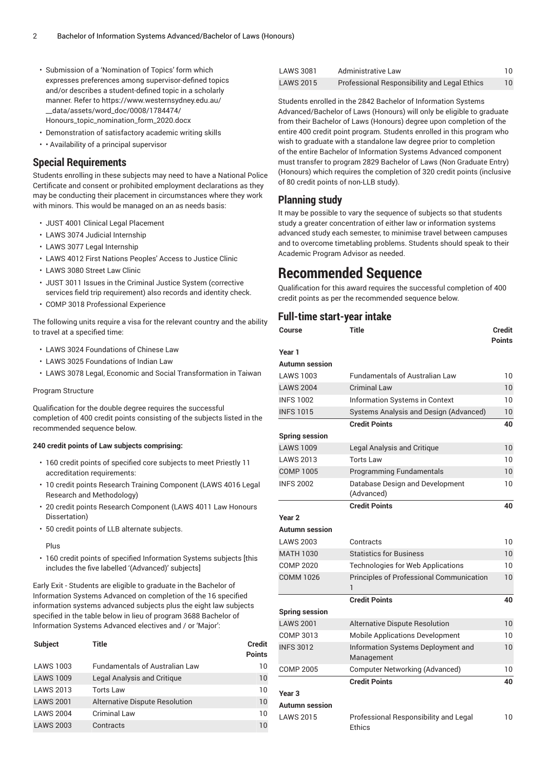- Submission of a 'Nomination of Topics' form which expresses preferences among supervisor-defined topics and/or describes a student-defined topic in a scholarly manner. Refer to https://www.westernsydney.edu.au/__data/assets/word_doc/0008/1784474/Honours_topic_nomination_form_2020.docx
- Demonstration of satisfactory academic writing skills
- • Availability of a principal supervisor

## Special Requirements

Students enrolling in these subjects may need to have a National Police Certificate and consent or prohibited employment declarations as they may be conducting their placement in circumstances where they work with minors. This would be managed on an as needs basis:

- JUST 4001 Clinical Legal Placement
- LAWS 3074 Judicial Internship
- LAWS 3077 Legal Internship
- LAWS 4012 First Nations Peoples' Access to Justice Clinic
- LAWS 3080 Street Law Clinic
- JUST 3011 Issues in the Criminal Justice System (corrective services field trip requirement) also records and identity check.
- COMP 3018 Professional Experience

The following units require a visa for the relevant country and the ability to travel at a specified time:

- LAWS 3024 Foundations of Chinese Law
- LAWS 3025 Foundations of Indian Law
- LAWS 3078 Legal, Economic and Social Transformation in Taiwan

Program Structure

Qualification for the double degree requires the successful completion of 400 credit points consisting of the subjects listed in the recommended sequence below.

**240 credit points of Law subjects comprising:**

- 160 credit points of specified core subjects to meet Priestly 11 accreditation requirements:
- 10 credit points Research Training Component (LAWS 4016 Legal Research and Methodology)
- 20 credit points Research Component (LAWS 4011 Law Honours Dissertation)
- 50 credit points of LLB alternate subjects.

  Plus

- 160 credit points of specified Information Systems subjects [this includes the five labelled '(Advanced)' subjects]

Early Exit - Students are eligible to graduate in the Bachelor of Information Systems Advanced on completion of the 16 specified information systems advanced subjects plus the eight law subjects specified in the table below in lieu of program 3688 Bachelor of Information Systems Advanced electives and / or 'Major':

| Subject | Title | Credit Points |
|---|---|---|
| LAWS 1003 | Fundamentals of Australian Law | 10 |
| LAWS 1009 | Legal Analysis and Critique | 10 |
| LAWS 2013 | Torts Law | 10 |
| LAWS 2001 | Alternative Dispute Resolution | 10 |
| LAWS 2004 | Criminal Law | 10 |
| LAWS 2003 | Contracts | 10 |
| LAWS 3081 | Administrative Law | 10 |
| LAWS 2015 | Professional Responsibility and Legal Ethics | 10 |

Students enrolled in the 2842 Bachelor of Information Systems Advanced/Bachelor of Laws (Honours) will only be eligible to graduate from their Bachelor of Laws (Honours) degree upon completion of the entire 400 credit point program. Students enrolled in this program who wish to graduate with a standalone law degree prior to completion of the entire Bachelor of Information Systems Advanced component must transfer to program 2829 Bachelor of Laws (Non Graduate Entry) (Honours) which requires the completion of 320 credit points (inclusive of 80 credit points of non-LLB study).

## Planning study

It may be possible to vary the sequence of subjects so that students study a greater concentration of either law or information systems advanced study each semester, to minimise travel between campuses and to overcome timetabling problems. Students should speak to their Academic Program Advisor as needed.

# Recommended Sequence

Qualification for this award requires the successful completion of 400 credit points as per the recommended sequence below.

## Full-time start-year intake

| Course | Title | Credit Points |
|---|---|---|
| **Year 1** | | |
| **Autumn session** | | |
| LAWS 1003 | Fundamentals of Australian Law | 10 |
| LAWS 2004 | Criminal Law | 10 |
| INFS 1002 | Information Systems in Context | 10 |
| INFS 1015 | Systems Analysis and Design (Advanced) | 10 |
| | **Credit Points** | **40** |
| **Spring session** | | |
| LAWS 1009 | Legal Analysis and Critique | 10 |
| LAWS 2013 | Torts Law | 10 |
| COMP 1005 | Programming Fundamentals | 10 |
| INFS 2002 | Database Design and Development (Advanced) | 10 |
| | **Credit Points** | **40** |
| **Year 2** | | |
| **Autumn session** | | |
| LAWS 2003 | Contracts | 10 |
| MATH 1030 | Statistics for Business | 10 |
| COMP 2020 | Technologies for Web Applications | 10 |
| COMM 1026 | Principles of Professional Communication 1 | 10 |
| | **Credit Points** | **40** |
| **Spring session** | | |
| LAWS 2001 | Alternative Dispute Resolution | 10 |
| COMP 3013 | Mobile Applications Development | 10 |
| INFS 3012 | Information Systems Deployment and Management | 10 |
| COMP 2005 | Computer Networking (Advanced) | 10 |
| | **Credit Points** | **40** |
| **Year 3** | | |
| **Autumn session** | | |
| LAWS 2015 | Professional Responsibility and Legal Ethics | 10 |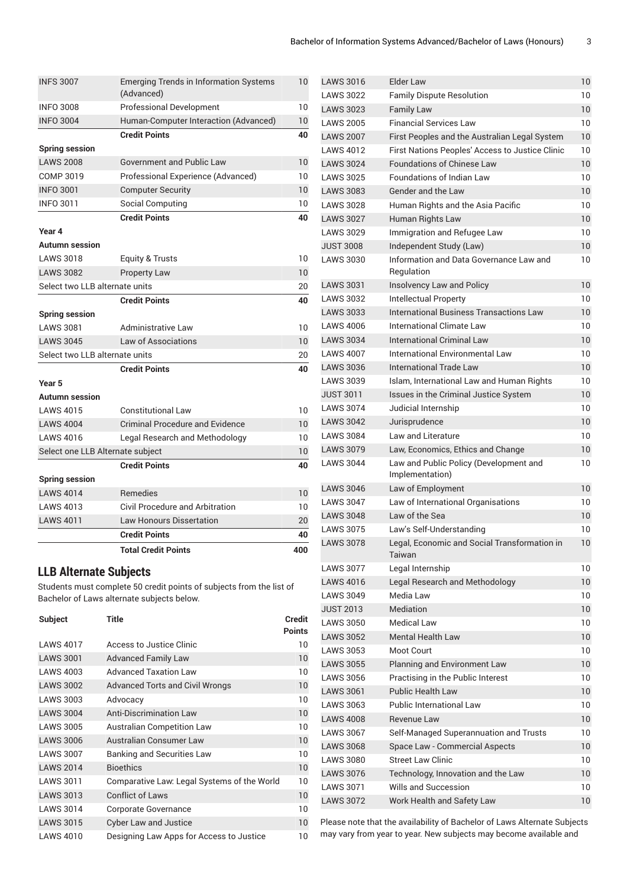| | | |
|---|---|---|
| INFS 3007 | Emerging Trends in Information Systems (Advanced) | 10 |
| INFO 3008 | Professional Development | 10 |
| INFO 3004 | Human-Computer Interaction (Advanced) | 10 |
| | **Credit Points** | **40** |
| **Spring session** | | |
| LAWS 2008 | Government and Public Law | 10 |
| COMP 3019 | Professional Experience (Advanced) | 10 |
| INFO 3001 | Computer Security | 10 |
| INFO 3011 | Social Computing | 10 |
| | **Credit Points** | **40** |
| **Year 4** | | |
| **Autumn session** | | |
| LAWS 3018 | Equity & Trusts | 10 |
| LAWS 3082 | Property Law | 10 |
| Select two LLB alternate units | | 20 |
| | **Credit Points** | **40** |
| **Spring session** | | |
| LAWS 3081 | Administrative Law | 10 |
| LAWS 3045 | Law of Associations | 10 |
| Select two LLB alternate units | | 20 |
| | **Credit Points** | **40** |
| **Year 5** | | |
| **Autumn session** | | |
| LAWS 4015 | Constitutional Law | 10 |
| LAWS 4004 | Criminal Procedure and Evidence | 10 |
| LAWS 4016 | Legal Research and Methodology | 10 |
| Select one LLB Alternate subject | | 10 |
| | **Credit Points** | **40** |
| **Spring session** | | |
| LAWS 4014 | Remedies | 10 |
| LAWS 4013 | Civil Procedure and Arbitration | 10 |
| LAWS 4011 | Law Honours Dissertation | 20 |
| | **Credit Points** | **40** |
| | **Total Credit Points** | **400** |

## LLB Alternate Subjects

Students must complete 50 credit points of subjects from the list of Bachelor of Laws alternate subjects below.

| Subject | Title | Credit Points |
|---|---|---|
| LAWS 4017 | Access to Justice Clinic | 10 |
| LAWS 3001 | Advanced Family Law | 10 |
| LAWS 4003 | Advanced Taxation Law | 10 |
| LAWS 3002 | Advanced Torts and Civil Wrongs | 10 |
| LAWS 3003 | Advocacy | 10 |
| LAWS 3004 | Anti-Discrimination Law | 10 |
| LAWS 3005 | Australian Competition Law | 10 |
| LAWS 3006 | Australian Consumer Law | 10 |
| LAWS 3007 | Banking and Securities Law | 10 |
| LAWS 2014 | Bioethics | 10 |
| LAWS 3011 | Comparative Law: Legal Systems of the World | 10 |
| LAWS 3013 | Conflict of Laws | 10 |
| LAWS 3014 | Corporate Governance | 10 |
| LAWS 3015 | Cyber Law and Justice | 10 |
| LAWS 4010 | Designing Law Apps for Access to Justice | 10 |
| LAWS 3016 | Elder Law | 10 |
| LAWS 3022 | Family Dispute Resolution | 10 |
| LAWS 3023 | Family Law | 10 |
| LAWS 2005 | Financial Services Law | 10 |
| LAWS 2007 | First Peoples and the Australian Legal System | 10 |
| LAWS 4012 | First Nations Peoples' Access to Justice Clinic | 10 |
| LAWS 3024 | Foundations of Chinese Law | 10 |
| LAWS 3025 | Foundations of Indian Law | 10 |
| LAWS 3083 | Gender and the Law | 10 |
| LAWS 3028 | Human Rights and the Asia Pacific | 10 |
| LAWS 3027 | Human Rights Law | 10 |
| LAWS 3029 | Immigration and Refugee Law | 10 |
| JUST 3008 | Independent Study (Law) | 10 |
| LAWS 3030 | Information and Data Governance Law and Regulation | 10 |
| LAWS 3031 | Insolvency Law and Policy | 10 |
| LAWS 3032 | Intellectual Property | 10 |
| LAWS 3033 | International Business Transactions Law | 10 |
| LAWS 4006 | International Climate Law | 10 |
| LAWS 3034 | International Criminal Law | 10 |
| LAWS 4007 | International Environmental Law | 10 |
| LAWS 3036 | International Trade Law | 10 |
| LAWS 3039 | Islam, International Law and Human Rights | 10 |
| JUST 3011 | Issues in the Criminal Justice System | 10 |
| LAWS 3074 | Judicial Internship | 10 |
| LAWS 3042 | Jurisprudence | 10 |
| LAWS 3084 | Law and Literature | 10 |
| LAWS 3079 | Law, Economics, Ethics and Change | 10 |
| LAWS 3044 | Law and Public Policy (Development and Implementation) | 10 |
| LAWS 3046 | Law of Employment | 10 |
| LAWS 3047 | Law of International Organisations | 10 |
| LAWS 3048 | Law of the Sea | 10 |
| LAWS 3075 | Law's Self-Understanding | 10 |
| LAWS 3078 | Legal, Economic and Social Transformation in Taiwan | 10 |
| LAWS 3077 | Legal Internship | 10 |
| LAWS 4016 | Legal Research and Methodology | 10 |
| LAWS 3049 | Media Law | 10 |
| JUST 2013 | Mediation | 10 |
| LAWS 3050 | Medical Law | 10 |
| LAWS 3052 | Mental Health Law | 10 |
| LAWS 3053 | Moot Court | 10 |
| LAWS 3055 | Planning and Environment Law | 10 |
| LAWS 3056 | Practising in the Public Interest | 10 |
| LAWS 3061 | Public Health Law | 10 |
| LAWS 3063 | Public International Law | 10 |
| LAWS 4008 | Revenue Law | 10 |
| LAWS 3067 | Self-Managed Superannuation and Trusts | 10 |
| LAWS 3068 | Space Law - Commercial Aspects | 10 |
| LAWS 3080 | Street Law Clinic | 10 |
| LAWS 3076 | Technology, Innovation and the Law | 10 |
| LAWS 3071 | Wills and Succession | 10 |
| LAWS 3072 | Work Health and Safety Law | 10 |

Please note that the availability of Bachelor of Laws Alternate Subjects may vary from year to year. New subjects may become available and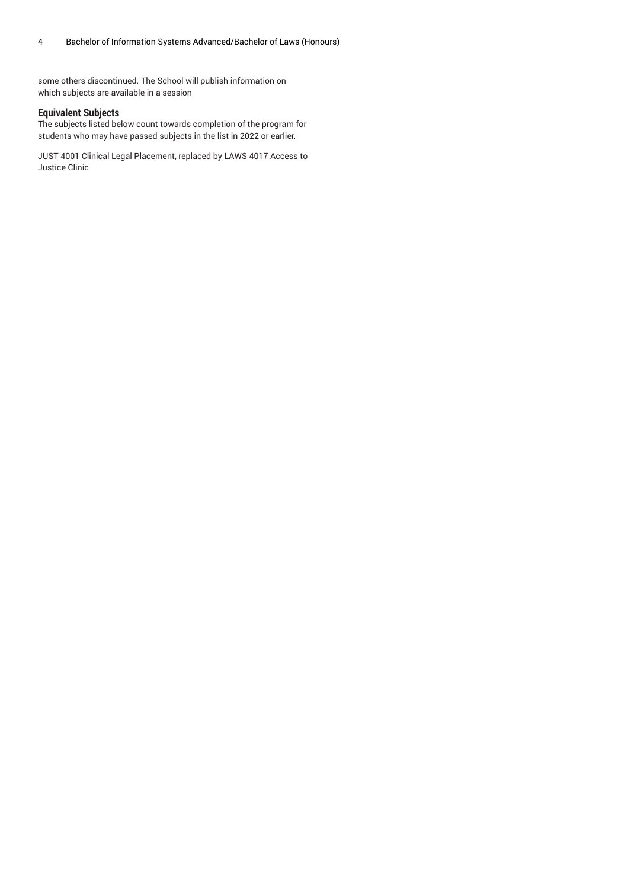some others discontinued. The School will publish information on which subjects are available in a session

### Equivalent Subjects

The subjects listed below count towards completion of the program for students who may have passed subjects in the list in 2022 or earlier.

JUST 4001 Clinical Legal Placement, replaced by LAWS 4017 Access to Justice Clinic